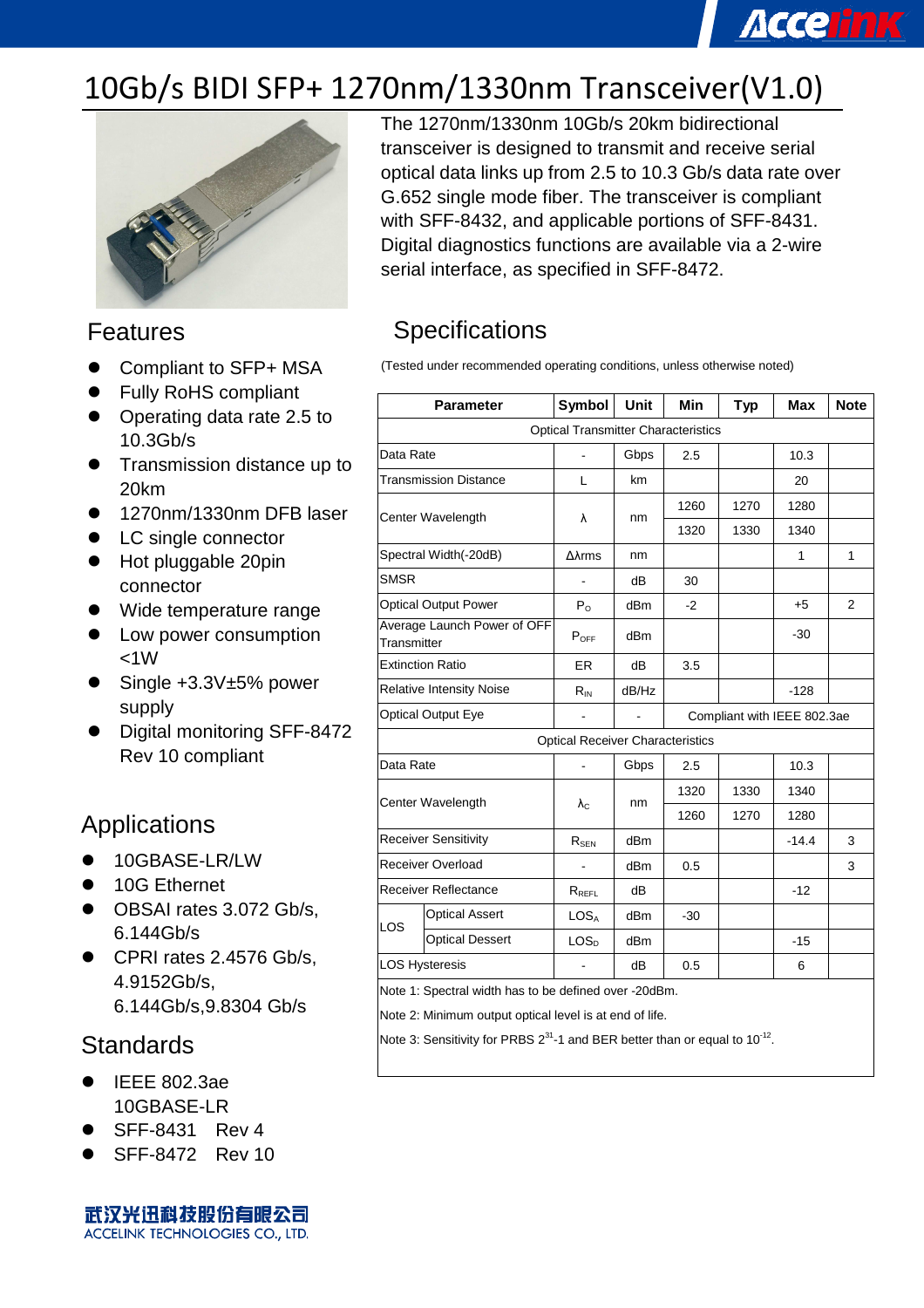# 10Gb/s BIDI SFP+ 1270nm/1330nm Transceiver(V1.0)

The 1270nm/1330nm 10Gb/s 20km bidirectional transceiver is designed to transmit and receive serial optical data links up from 2.5 to 10.3 Gb/s data rate over G.652 single mode fiber. The transceiver is compliant with SFF-8432, and applicable portions of SFF-8431. Digital diagnostics functions are available via a 2-wire serial interface, as specified in SFF-8472.

## Features

- Compliant to SFP+ MSA
- Fully RoHS compliant
- Operating data rate 2.5 to 10.3Gb/s
- Transmission distance up to 20km
- 1270nm/1330nm DFB laser
- LC single connector
- Hot pluggable 20pin connector
- Wide temperature range
- Low power consumption <1W
- Single +3.3V±5% power supply
- Digital monitoring SFF-8472 Rev 10 compliant

## Applications

- 10GBASE-LR/LW
- 10G Ethernet
- OBSAI rates 3.072 Gb/s, 6.144Gb/s
- CPRI rates 2.4576 Gb/s, 4.9152Gb/s, 6.144Gb/s,9.8304 Gb/s

## Standards

- IEEE 802.3ae 10GBASE-LR
- SFF-8431 Rev 4
- SFF-8472 Rev 10

## Specifications

(Tested under recommended operating conditions, unless otherwise noted)

| Parameter | | Symbol | Unit | Min | Typ | Max | Note |
|---|---|---|---|---|---|---|---|
| Optical Transmitter Characteristics | | | | | | | |
| Data Rate | | - | Gbps | 2.5 | | 10.3 | |
| Transmission Distance | | L | km | | | 20 | |
| Center Wavelength | | λ | nm | 1260 | 1270 | 1280 | |
| | | | | 1320 | 1330 | 1340 | |
| Spectral Width(-20dB) | | Δλrms | nm | | | 1 | 1 |
| SMSR | | - | dB | 30 | | | |
| Optical Output Power | | $P_O$ | dBm | -2 | | +5 | 2 |
| Average Launch Power of OFF Transmitter | | $P_{OFF}$ | dBm | | | -30 | |
| Extinction Ratio | | ER | dB | 3.5 | | | |
| Relative Intensity Noise | | $R_{IN}$ | dB/Hz | | | -128 | |
| Optical Output Eye | | - | - | Compliant with IEEE 802.3ae | | | |
| Optical Receiver Characteristics | | | | | | | |
| Data Rate | | - | Gbps | 2.5 | | 10.3 | |
| Center Wavelength | | $\lambda_C$ | nm | 1320 | 1330 | 1340 | |
| | | | | 1260 | 1270 | 1280 | |
| Receiver Sensitivity | | $R_{SEN}$ | dBm | | | -14.4 | 3 |
| Receiver Overload | | - | dBm | 0.5 | | | 3 |
| Receiver Reflectance | | $R_{REFL}$ | dB | | | -12 | |
| LOS | Optical Assert | $LOS_A$ | dBm | -30 | | | |
| | Optical Dessert | $LOS_D$ | dBm | | | -15 | |
| LOS Hysteresis | | - | dB | 0.5 | | 6 | |

Note 1: Spectral width has to be defined over -20dBm.

Note 2: Minimum output optical level is at end of life.

Note 3: Sensitivity for PRBS $2^{31}$-1 and BER better than or equal to $10^{-12}$.

武汉光迅科技股份有限公司
ACCELINK TECHNOLOGIES CO., LTD.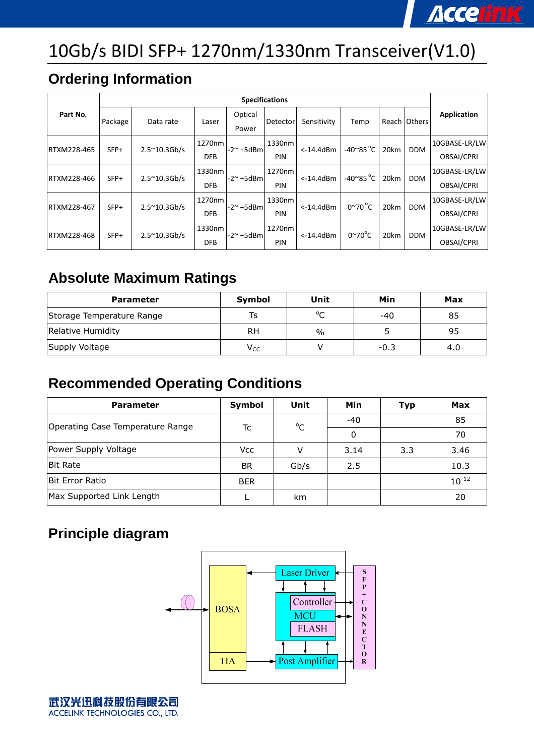# 10Gb/s BIDI SFP+ 1270nm/1330nm Transceiver(V1.0)

## Ordering Information

| Part No. | Specifications | | | | | | | | | Application |
|---|---|---|---|---|---|---|---|---|---|---|
| | Package | Data rate | Laser | Optical Power | Detector | Sensitivity | Temp | Reach | Others | |
| RTXM228-465 | SFP+ | 2.5~10.3Gb/s | 1270nm DFB | -2~ +5dBm | 1330nm PIN | <-14.4dBm | -40~85°C | 20km | DDM | 10GBASE-LR/LW OBSAI/CPRI |
| RTXM228-466 | SFP+ | 2.5~10.3Gb/s | 1330nm DFB | -2~ +5dBm | 1270nm PIN | <-14.4dBm | -40~85°C | 20km | DDM | 10GBASE-LR/LW OBSAI/CPRI |
| RTXM228-467 | SFP+ | 2.5~10.3Gb/s | 1270nm DFB | -2~ +5dBm | 1330nm PIN | <-14.4dBm | 0~70°C | 20km | DDM | 10GBASE-LR/LW OBSAI/CPRI |
| RTXM228-468 | SFP+ | 2.5~10.3Gb/s | 1330nm DFB | -2~ +5dBm | 1270nm PIN | <-14.4dBm | 0~70°C | 20km | DDM | 10GBASE-LR/LW OBSAI/CPRI |

## Absolute Maximum Ratings

| Parameter | Symbol | Unit | Min | Max |
|---|---|---|---|---|
| Storage Temperature Range | Ts | °C | -40 | 85 |
| Relative Humidity | RH | % | 5 | 95 |
| Supply Voltage | $V_{CC}$ | V | -0.3 | 4.0 |

## Recommended Operating Conditions

| Parameter | Symbol | Unit | Min | Typ | Max |
|---|---|---|---|---|---|
| Operating Case Temperature Range | Tc | °C | -40 | | 85 |
| | | | 0 | | 70 |
| Power Supply Voltage | Vcc | V | 3.14 | 3.3 | 3.46 |
| Bit Rate | BR | Gb/s | 2.5 | | 10.3 |
| Bit Error Ratio | BER | | | | $10^{-12}$ |
| Max Supported Link Length | L | km | | | 20 |

## Principle diagram

Laser Driver
BOSA
Controller
MCU
FLASH
TIA
Post Amplifier
SFP+CONNECTOR

武汉光迅科技股份有限公司
ACCELINK TECHNOLOGIES CO., LTD.